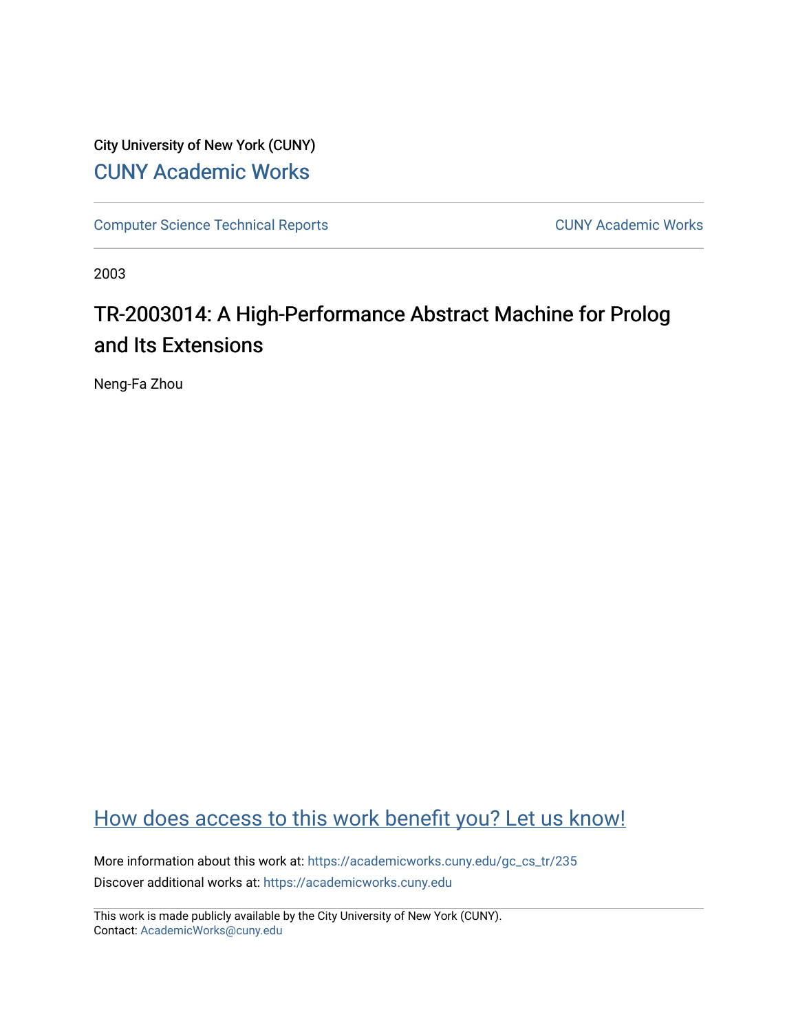City University of New York (CUNY)

CUNY Academic Works

Computer Science Technical Reports

CUNY Academic Works

2003

# TR-2003014: A High-Performance Abstract Machine for Prolog and Its Extensions

Neng-Fa Zhou

How does access to this work benefit you? Let us know!

More information about this work at: https://academicworks.cuny.edu/gc_cs_tr/235

Discover additional works at: https://academicworks.cuny.edu

This work is made publicly available by the City University of New York (CUNY).
Contact: AcademicWorks@cuny.edu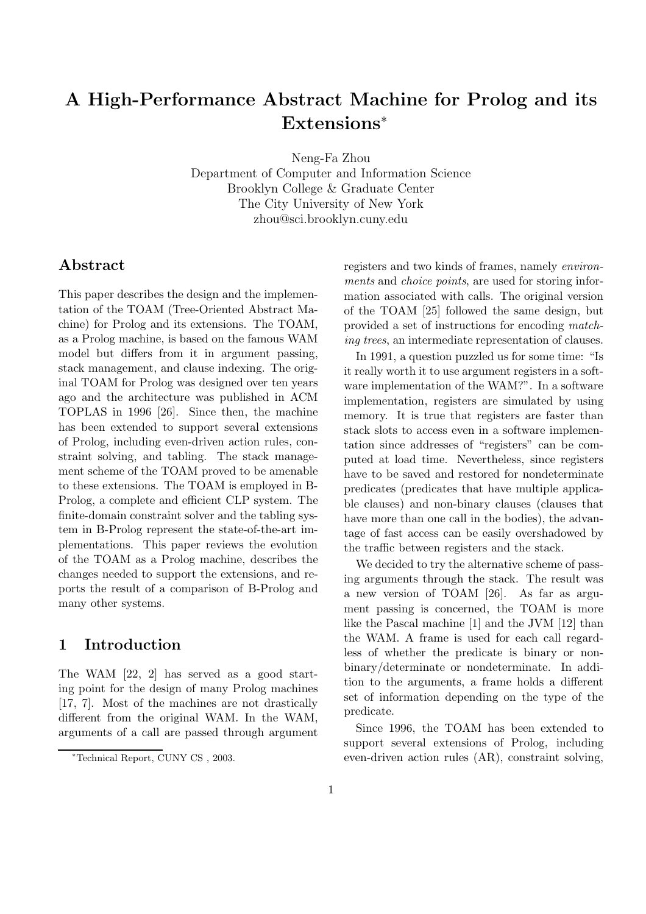# A High-Performance Abstract Machine for Prolog and its Extensions*

Neng-Fa Zhou
Department of Computer and Information Science
Brooklyn College & Graduate Center
The City University of New York
zhou@sci.brooklyn.cuny.edu

## Abstract

This paper describes the design and the implementation of the TOAM (Tree-Oriented Abstract Machine) for Prolog and its extensions. The TOAM, as a Prolog machine, is based on the famous WAM model but differs from it in argument passing, stack management, and clause indexing. The original TOAM for Prolog was designed over ten years ago and the architecture was published in ACM TOPLAS in 1996 [26]. Since then, the machine has been extended to support several extensions of Prolog, including even-driven action rules, constraint solving, and tabling. The stack management scheme of the TOAM proved to be amenable to these extensions. The TOAM is employed in B-Prolog, a complete and efficient CLP system. The finite-domain constraint solver and the tabling system in B-Prolog represent the state-of-the-art implementations. This paper reviews the evolution of the TOAM as a Prolog machine, describes the changes needed to support the extensions, and reports the result of a comparison of B-Prolog and many other systems.

## 1 Introduction

The WAM [22, 2] has served as a good starting point for the design of many Prolog machines [17, 7]. Most of the machines are not drastically different from the original WAM. In the WAM, arguments of a call are passed through argument registers and two kinds of frames, namely *environments* and *choice points*, are used for storing information associated with calls. The original version of the TOAM [25] followed the same design, but provided a set of instructions for encoding *matching trees*, an intermediate representation of clauses.

In 1991, a question puzzled us for some time: "Is it really worth it to use argument registers in a software implementation of the WAM?". In a software implementation, registers are simulated by using memory. It is true that registers are faster than stack slots to access even in a software implementation since addresses of "registers" can be computed at load time. Nevertheless, since registers have to be saved and restored for nondeterminate predicates (predicates that have multiple applicable clauses) and non-binary clauses (clauses that have more than one call in the bodies), the advantage of fast access can be easily overshadowed by the traffic between registers and the stack.

We decided to try the alternative scheme of passing arguments through the stack. The result was a new version of TOAM [26]. As far as argument passing is concerned, the TOAM is more like the Pascal machine [1] and the JVM [12] than the WAM. A frame is used for each call regardless of whether the predicate is binary or nonbinary/determinate or nondeterminate. In addition to the arguments, a frame holds a different set of information depending on the type of the predicate.

Since 1996, the TOAM has been extended to support several extensions of Prolog, including even-driven action rules (AR), constraint solving,

*Technical Report, CUNY CS , 2003.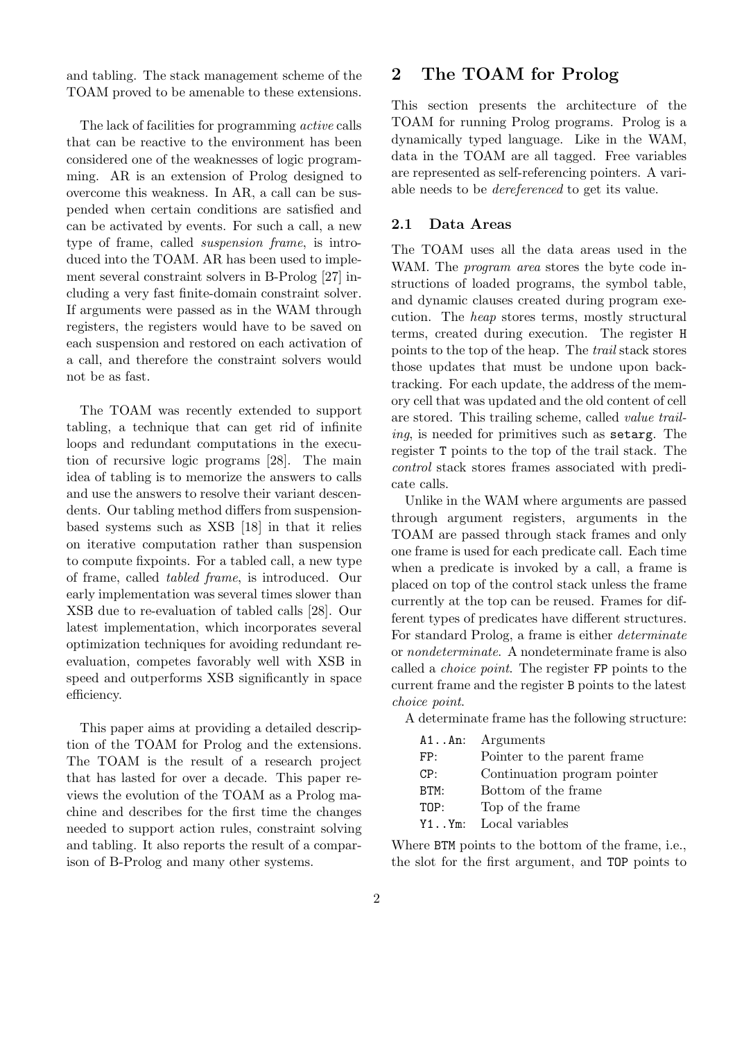and tabling. The stack management scheme of the TOAM proved to be amenable to these extensions.

The lack of facilities for programming *active* calls that can be reactive to the environment has been considered one of the weaknesses of logic programming. AR is an extension of Prolog designed to overcome this weakness. In AR, a call can be suspended when certain conditions are satisfied and can be activated by events. For such a call, a new type of frame, called *suspension frame*, is introduced into the TOAM. AR has been used to implement several constraint solvers in B-Prolog [27] including a very fast finite-domain constraint solver. If arguments were passed as in the WAM through registers, the registers would have to be saved on each suspension and restored on each activation of a call, and therefore the constraint solvers would not be as fast.

The TOAM was recently extended to support tabling, a technique that can get rid of infinite loops and redundant computations in the execution of recursive logic programs [28]. The main idea of tabling is to memorize the answers to calls and use the answers to resolve their variant descendents. Our tabling method differs from suspension-based systems such as XSB [18] in that it relies on iterative computation rather than suspension to compute fixpoints. For a tabled call, a new type of frame, called *tabled frame*, is introduced. Our early implementation was several times slower than XSB due to re-evaluation of tabled calls [28]. Our latest implementation, which incorporates several optimization techniques for avoiding redundant re-evaluation, competes favorably well with XSB in speed and outperforms XSB significantly in space efficiency.

This paper aims at providing a detailed description of the TOAM for Prolog and the extensions. The TOAM is the result of a research project that has lasted for over a decade. This paper reviews the evolution of the TOAM as a Prolog machine and describes for the first time the changes needed to support action rules, constraint solving and tabling. It also reports the result of a comparison of B-Prolog and many other systems.

## 2 The TOAM for Prolog

This section presents the architecture of the TOAM for running Prolog programs. Prolog is a dynamically typed language. Like in the WAM, data in the TOAM are all tagged. Free variables are represented as self-referencing pointers. A variable needs to be *dereferenced* to get its value.

### 2.1 Data Areas

The TOAM uses all the data areas used in the WAM. The *program area* stores the byte code instructions of loaded programs, the symbol table, and dynamic clauses created during program execution. The *heap* stores terms, mostly structural terms, created during execution. The register `H` points to the top of the heap. The *trail* stack stores those updates that must be undone upon backtracking. For each update, the address of the memory cell that was updated and the old content of cell are stored. This trailing scheme, called *value trailing*, is needed for primitives such as `setarg`. The register `T` points to the top of the trail stack. The *control* stack stores frames associated with predicate calls.

Unlike in the WAM where arguments are passed through argument registers, arguments in the TOAM are passed through stack frames and only one frame is used for each predicate call. Each time when a predicate is invoked by a call, a frame is placed on top of the control stack unless the frame currently at the top can be reused. Frames for different types of predicates have different structures. For standard Prolog, a frame is either *determinate* or *nondeterminate*. A nondeterminate frame is also called a *choice point*. The register `FP` points to the current frame and the register `B` points to the latest *choice point*.

A determinate frame has the following structure:

```
A1..An:  Arguments
FP:      Pointer to the parent frame
CP:      Continuation program pointer
BTM:     Bottom of the frame
TOP:     Top of the frame
Y1..Ym:  Local variables
```

Where `BTM` points to the bottom of the frame, i.e., the slot for the first argument, and `TOP` points to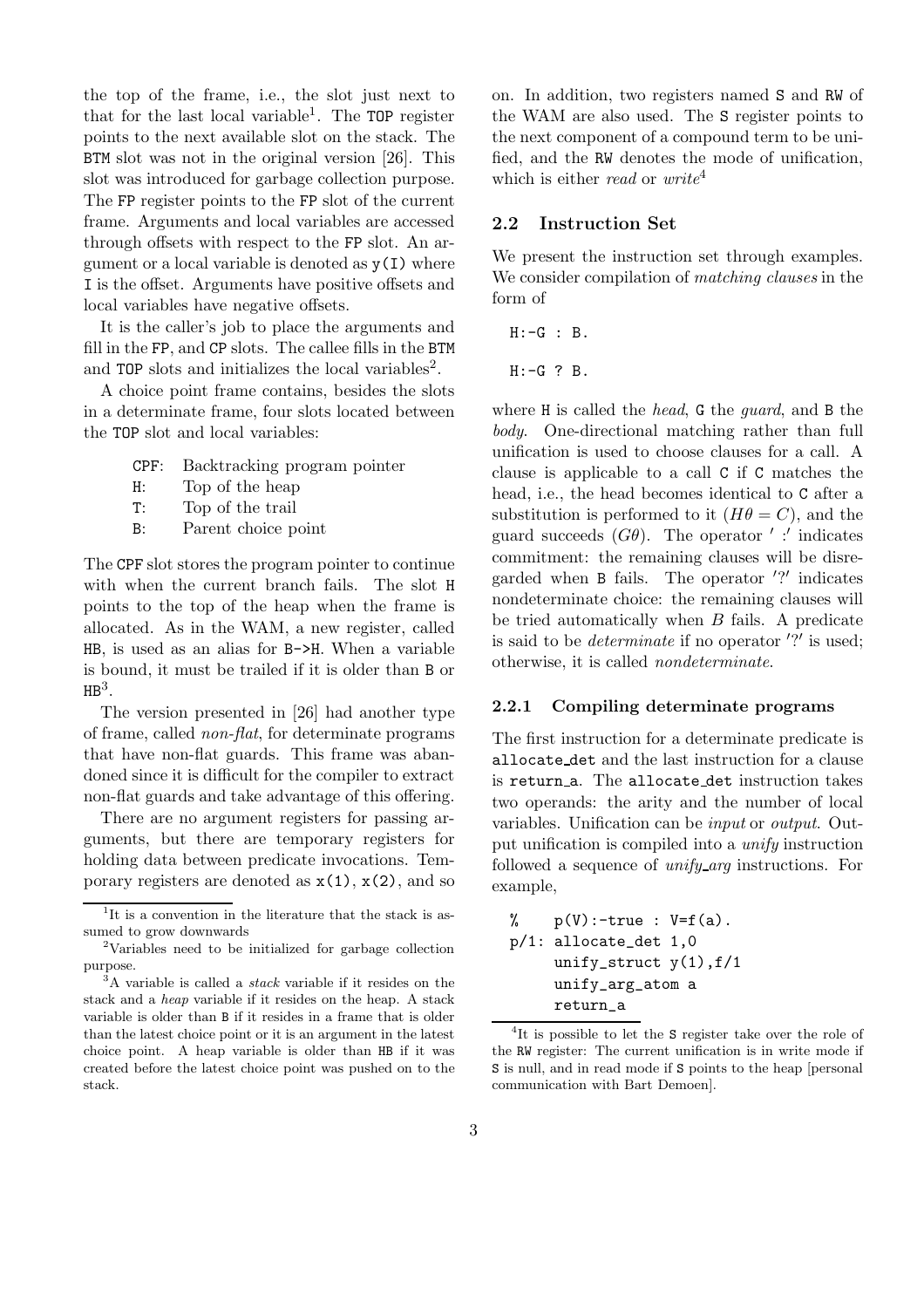the top of the frame, i.e., the slot just next to that for the last local variable[1]. The TOP register points to the next available slot on the stack. The BTM slot was not in the original version [26]. This slot was introduced for garbage collection purpose. The FP register points to the FP slot of the current frame. Arguments and local variables are accessed through offsets with respect to the FP slot. An argument or a local variable is denoted as y(I) where I is the offset. Arguments have positive offsets and local variables have negative offsets.

It is the caller's job to place the arguments and fill in the FP, and CP slots. The callee fills in the BTM and TOP slots and initializes the local variables[2].

A choice point frame contains, besides the slots in a determinate frame, four slots located between the TOP slot and local variables:

| | |
|---|---|
| CPF: | Backtracking program pointer |
| H: | Top of the heap |
| T: | Top of the trail |
| B: | Parent choice point |

The CPF slot stores the program pointer to continue with when the current branch fails. The slot H points to the top of the heap when the frame is allocated. As in the WAM, a new register, called HB, is used as an alias for B->H. When a variable is bound, it must be trailed if it is older than B or HB[3].

The version presented in [26] had another type of frame, called *non-flat*, for determinate programs that have non-flat guards. This frame was abandoned since it is difficult for the compiler to extract non-flat guards and take advantage of this offering.

There are no argument registers for passing arguments, but there are temporary registers for holding data between predicate invocations. Temporary registers are denoted as x(1), x(2), and so on. In addition, two registers named S and RW of the WAM are also used. The S register points to the next component of a compound term to be unified, and the RW denotes the mode of unification, which is either *read* or *write*[4]

## 2.2 Instruction Set

We present the instruction set through examples. We consider compilation of *matching clauses* in the form of

```
H:-G : B.

H:-G ? B.
```

where H is called the *head*, G the *guard*, and B the *body*. One-directional matching rather than full unification is used to choose clauses for a call. A clause is applicable to a call C if C matches the head, i.e., the head becomes identical to C after a substitution is performed to it ($H\theta = C$), and the guard succeeds ($G\theta$). The operator ':' indicates commitment: the remaining clauses will be disregarded when B fails. The operator '?' indicates nondeterminate choice: the remaining clauses will be tried automatically when $B$ fails. A predicate is said to be *determinate* if no operator '?' is used; otherwise, it is called *nondeterminate*.

### 2.2.1 Compiling determinate programs

The first instruction for a determinate predicate is allocate_det and the last instruction for a clause is return_a. The allocate_det instruction takes two operands: the arity and the number of local variables. Unification can be *input* or *output*. Output unification is compiled into a *unify* instruction followed a sequence of *unify_arg* instructions. For example,

```
%    p(V):-true : V=f(a).
p/1: allocate_det 1,0
     unify_struct y(1),f/1
     unify_arg_atom a
     return_a
```

---

[1] It is a convention in the literature that the stack is assumed to grow downwards

[2] Variables need to be initialized for garbage collection purpose.

[3] A variable is called a *stack* variable if it resides on the stack and a *heap* variable if it resides on the heap. A stack variable is older than B if it resides in a frame that is older than the latest choice point or it is an argument in the latest choice point. A heap variable is older than HB if it was created before the latest choice point was pushed on to the stack.

[4] It is possible to let the S register take over the role of the RW register: The current unification is in write mode if S is null, and in read mode if S points to the heap [personal communication with Bart Demoen].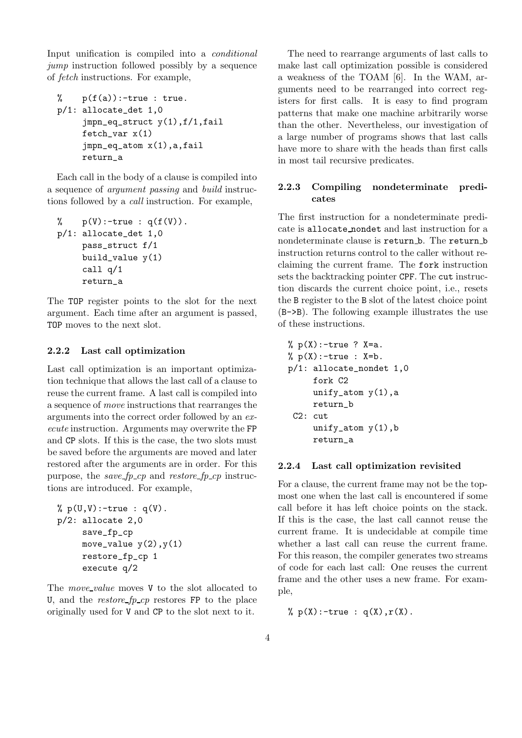Input unification is compiled into a *conditional jump* instruction followed possibly by a sequence of *fetch* instructions. For example,

```
%    p(f(a)):-true : true.
p/1: allocate_det 1,0
     jmpn_eq_struct y(1),f/1,fail
     fetch_var x(1)
     jmpn_eq_atom x(1),a,fail
     return_a
```

Each call in the body of a clause is compiled into a sequence of *argument passing* and *build* instructions followed by a *call* instruction. For example,

```
%    p(V):-true : q(f(V)).
p/1: allocate_det 1,0
     pass_struct f/1
     build_value y(1)
     call q/1
     return_a
```

The TOP register points to the slot for the next argument. Each time after an argument is passed, TOP moves to the next slot.

### 2.2.2 Last call optimization

Last call optimization is an important optimization technique that allows the last call of a clause to reuse the current frame. A last call is compiled into a sequence of *move* instructions that rearranges the arguments into the correct order followed by an *execute* instruction. Arguments may overwrite the FP and CP slots. If this is the case, the two slots must be saved before the arguments are moved and later restored after the arguments are in order. For this purpose, the *save_fp_cp* and *restore_fp_cp* instructions are introduced. For example,

```
% p(U,V):-true : q(V).
p/2: allocate 2,0
     save_fp_cp
     move_value y(2),y(1)
     restore_fp_cp 1
     execute q/2
```

The *move_value* moves V to the slot allocated to U, and the *restore_fp_cp* restores FP to the place originally used for V and CP to the slot next to it.

The need to rearrange arguments of last calls to make last call optimization possible is considered a weakness of the TOAM [6]. In the WAM, arguments need to be rearranged into correct registers for first calls. It is easy to find program patterns that make one machine arbitrarily worse than the other. Nevertheless, our investigation of a large number of programs shows that last calls have more to share with the heads than first calls in most tail recursive predicates.

### 2.2.3 Compiling nondeterminate predicates

The first instruction for a nondeterminate predicate is allocate_nondet and last instruction for a nondeterminate clause is return_b. The return_b instruction returns control to the caller without reclaiming the current frame. The fork instruction sets the backtracking pointer CPF. The cut instruction discards the current choice point, i.e., resets the B register to the B slot of the latest choice point (B->B). The following example illustrates the use of these instructions.

```
% p(X):-true ? X=a.
% p(X):-true : X=b.
p/1: allocate_nondet 1,0
     fork C2
     unify_atom y(1),a
     return_b
 C2: cut
     unify_atom y(1),b
     return_a
```

### 2.2.4 Last call optimization revisited

For a clause, the current frame may not be the topmost one when the last call is encountered if some call before it has left choice points on the stack. If this is the case, the last call cannot reuse the current frame. It is undecidable at compile time whether a last call can reuse the current frame. For this reason, the compiler generates two streams of code for each last call: One reuses the current frame and the other uses a new frame. For example,

```
% p(X):-true : q(X),r(X).
```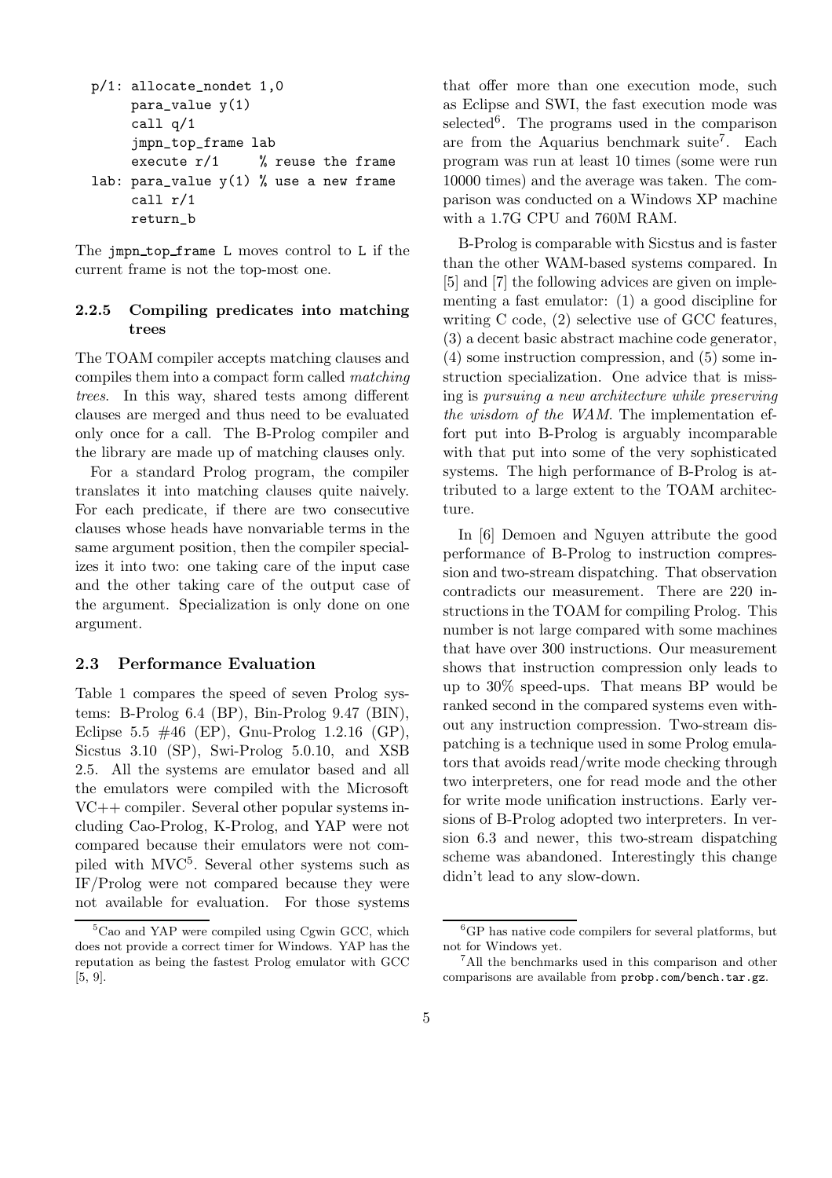```
p/1: allocate_nondet 1,0
     para_value y(1)
     call q/1
     jmpn_top_frame lab
     execute r/1     % reuse the frame
lab: para_value y(1) % use a new frame
     call r/1
     return_b
```

The jmpn_top_frame L moves control to L if the current frame is not the top-most one.

#### 2.2.5 Compiling predicates into matching trees

The TOAM compiler accepts matching clauses and compiles them into a compact form called *matching trees*. In this way, shared tests among different clauses are merged and thus need to be evaluated only once for a call. The B-Prolog compiler and the library are made up of matching clauses only.

For a standard Prolog program, the compiler translates it into matching clauses quite naively. For each predicate, if there are two consecutive clauses whose heads have nonvariable terms in the same argument position, then the compiler specializes it into two: one taking care of the input case and the other taking care of the output case of the argument. Specialization is only done on one argument.

### 2.3 Performance Evaluation

Table 1 compares the speed of seven Prolog systems: B-Prolog 6.4 (BP), Bin-Prolog 9.47 (BIN), Eclipse 5.5 #46 (EP), Gnu-Prolog 1.2.16 (GP), Sicstus 3.10 (SP), Swi-Prolog 5.0.10, and XSB 2.5. All the systems are emulator based and all the emulators were compiled with the Microsoft VC++ compiler. Several other popular systems including Cao-Prolog, K-Prolog, and YAP were not compared because their emulators were not compiled with MVC[5]. Several other systems such as IF/Prolog were not compared because they were not available for evaluation. For those systems that offer more than one execution mode, such as Eclipse and SWI, the fast execution mode was selected[6]. The programs used in the comparison are from the Aquarius benchmark suite[7]. Each program was run at least 10 times (some were run 10000 times) and the average was taken. The comparison was conducted on a Windows XP machine with a 1.7G CPU and 760M RAM.

B-Prolog is comparable with Sicstus and is faster than the other WAM-based systems compared. In [5] and [7] the following advices are given on implementing a fast emulator: (1) a good discipline for writing C code, (2) selective use of GCC features, (3) a decent basic abstract machine code generator, (4) some instruction compression, and (5) some instruction specialization. One advice that is missing is *pursuing a new architecture while preserving the wisdom of the WAM*. The implementation effort put into B-Prolog is arguably incomparable with that put into some of the very sophisticated systems. The high performance of B-Prolog is attributed to a large extent to the TOAM architecture.

In [6] Demoen and Nguyen attribute the good performance of B-Prolog to instruction compression and two-stream dispatching. That observation contradicts our measurement. There are 220 instructions in the TOAM for compiling Prolog. This number is not large compared with some machines that have over 300 instructions. Our measurement shows that instruction compression only leads to up to 30% speed-ups. That means BP would be ranked second in the compared systems even without any instruction compression. Two-stream dispatching is a technique used in some Prolog emulators that avoids read/write mode checking through two interpreters, one for read mode and the other for write mode unification instructions. Early versions of B-Prolog adopted two interpreters. In version 6.3 and newer, this two-stream dispatching scheme was abandoned. Interestingly this change didn't lead to any slow-down.

---

[5] Cao and YAP were compiled using Cgwin GCC, which does not provide a correct timer for Windows. YAP has the reputation as being the fastest Prolog emulator with GCC [5, 9].

[6] GP has native code compilers for several platforms, but not for Windows yet.

[7] All the benchmarks used in this comparison and other comparisons are available from probp.com/bench.tar.gz.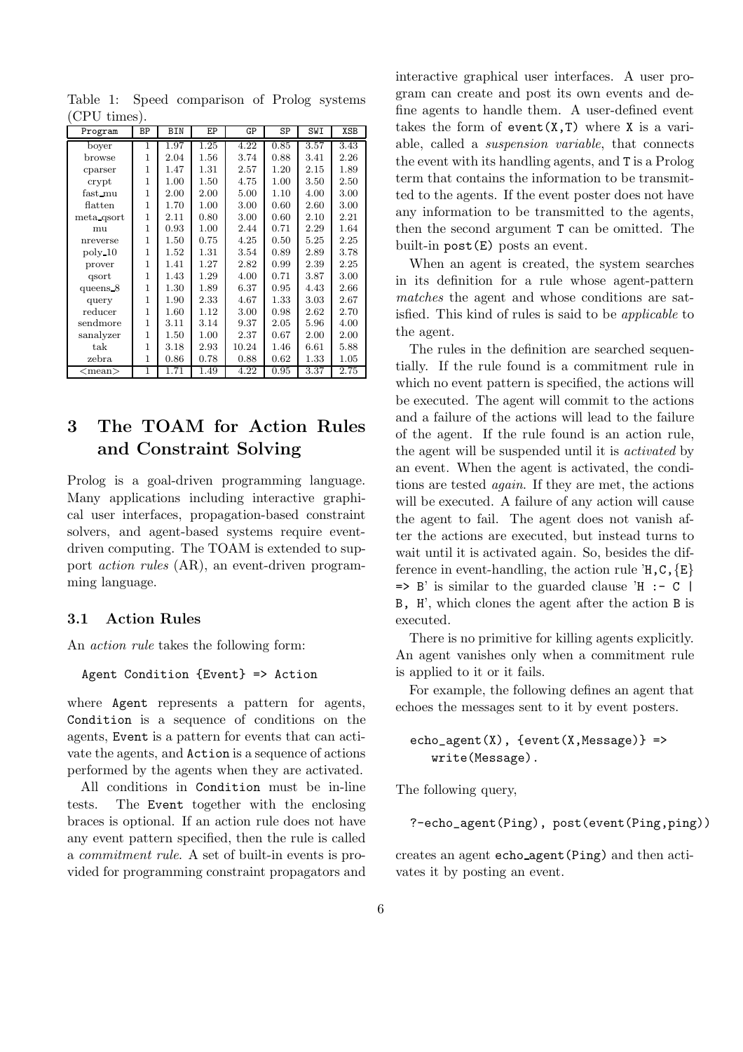Table 1: Speed comparison of Prolog systems (CPU times).

| Program | BP | BIN | EP | GP | SP | SWI | XSB |
|---|---|---|---|---|---|---|---|
| boyer | 1 | 1.97 | 1.25 | 4.22 | 0.85 | 3.57 | 3.43 |
| browse | 1 | 2.04 | 1.56 | 3.74 | 0.88 | 3.41 | 2.26 |
| cparser | 1 | 1.47 | 1.31 | 2.57 | 1.20 | 2.15 | 1.89 |
| crypt | 1 | 1.00 | 1.50 | 4.75 | 1.00 | 3.50 | 2.50 |
| fast_mu | 1 | 2.00 | 2.00 | 5.00 | 1.10 | 4.00 | 3.00 |
| flatten | 1 | 1.70 | 1.00 | 3.00 | 0.60 | 2.60 | 3.00 |
| meta_qsort | 1 | 2.11 | 0.80 | 3.00 | 0.60 | 2.10 | 2.21 |
| mu | 1 | 0.93 | 1.00 | 2.44 | 0.71 | 2.29 | 1.64 |
| nreverse | 1 | 1.50 | 0.75 | 4.25 | 0.50 | 5.25 | 2.25 |
| poly_10 | 1 | 1.52 | 1.31 | 3.54 | 0.89 | 2.89 | 3.78 |
| prover | 1 | 1.41 | 1.27 | 2.82 | 0.99 | 2.39 | 2.25 |
| qsort | 1 | 1.43 | 1.29 | 4.00 | 0.71 | 3.87 | 3.00 |
| queens_8 | 1 | 1.30 | 1.89 | 6.37 | 0.95 | 4.43 | 2.66 |
| query | 1 | 1.90 | 2.33 | 4.67 | 1.33 | 3.03 | 2.67 |
| reducer | 1 | 1.60 | 1.12 | 3.00 | 0.98 | 2.62 | 2.70 |
| sendmore | 1 | 3.11 | 3.14 | 9.37 | 2.05 | 5.96 | 4.00 |
| sanalyzer | 1 | 1.50 | 1.00 | 2.37 | 0.67 | 2.00 | 2.00 |
| tak | 1 | 3.18 | 2.93 | 10.24 | 1.46 | 6.61 | 5.88 |
| zebra | 1 | 0.86 | 0.78 | 0.88 | 0.62 | 1.33 | 1.05 |
| <mean> | 1 | 1.71 | 1.49 | 4.22 | 0.95 | 3.37 | 2.75 |

# 3 The TOAM for Action Rules and Constraint Solving

Prolog is a goal-driven programming language. Many applications including interactive graphical user interfaces, propagation-based constraint solvers, and agent-based systems require event-driven computing. The TOAM is extended to support *action rules* (AR), an event-driven programming language.

## 3.1 Action Rules

An *action rule* takes the following form:

```
Agent Condition {Event} => Action
```

where `Agent` represents a pattern for agents, `Condition` is a sequence of conditions on the agents, `Event` is a pattern for events that can activate the agents, and `Action` is a sequence of actions performed by the agents when they are activated.

All conditions in `Condition` must be in-line tests. The `Event` together with the enclosing braces is optional. If an action rule does not have any event pattern specified, then the rule is called a *commitment rule*. A set of built-in events is provided for programming constraint propagators and interactive graphical user interfaces. A user program can create and post its own events and define agents to handle them. A user-defined event takes the form of `event(X,T)` where `X` is a variable, called a *suspension variable*, that connects the event with its handling agents, and `T` is a Prolog term that contains the information to be transmitted to the agents. If the event poster does not have any information to be transmitted to the agents, then the second argument `T` can be omitted. The built-in `post(E)` posts an event.

When an agent is created, the system searches in its definition for a rule whose agent-pattern *matches* the agent and whose conditions are satisfied. This kind of rules is said to be *applicable* to the agent.

The rules in the definition are searched sequentially. If the rule found is a commitment rule in which no event pattern is specified, the actions will be executed. The agent will commit to the actions and a failure of the actions will lead to the failure of the agent. If the rule found is an action rule, the agent will be suspended until it is *activated* by an event. When the agent is activated, the conditions are tested *again*. If they are met, the actions will be executed. A failure of any action will cause the agent to fail. The agent does not vanish after the actions are executed, but instead turns to wait until it is activated again. So, besides the difference in event-handling, the action rule '`H,C,{E} => B`' is similar to the guarded clause '`H :- C | B, H`', which clones the agent after the action `B` is executed.

There is no primitive for killing agents explicitly. An agent vanishes only when a commitment rule is applied to it or it fails.

For example, the following defines an agent that echoes the messages sent to it by event posters.

```
echo_agent(X), {event(X,Message)} =>
    write(Message).
```

The following query,

```
?-echo_agent(Ping), post(event(Ping,ping))
```

creates an agent `echo_agent(Ping)` and then activates it by posting an event.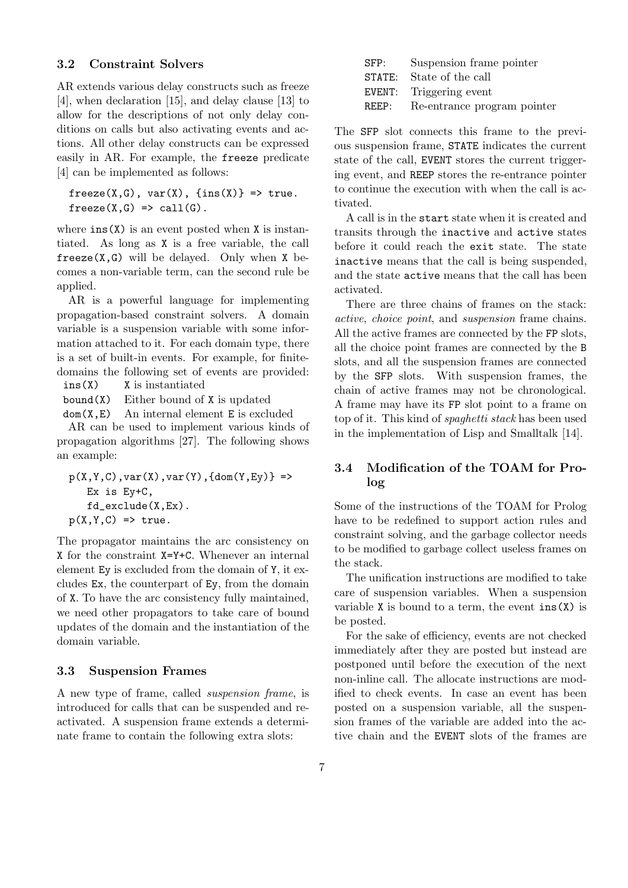### 3.2 Constraint Solvers

AR extends various delay constructs such as freeze [4], when declaration [15], and delay clause [13] to allow for the descriptions of not only delay conditions on calls but also activating events and actions. All other delay constructs can be expressed easily in AR. For example, the `freeze` predicate [4] can be implemented as follows:

```
freeze(X,G), var(X), {ins(X)} => true.
freeze(X,G) => call(G).
```

where `ins(X)` is an event posted when `X` is instantiated. As long as `X` is a free variable, the call `freeze(X,G)` will be delayed. Only when `X` becomes a non-variable term, can the second rule be applied.

AR is a powerful language for implementing propagation-based constraint solvers. A domain variable is a suspension variable with some information attached to it. For each domain type, there is a set of built-in events. For example, for finite-domains the following set of events are provided:

| | |
|---|---|
| `ins(X)` | `X` is instantiated |
| `bound(X)` | Either bound of `X` is updated |
| `dom(X,E)` | An internal element `E` is excluded |

AR can be used to implement various kinds of propagation algorithms [27]. The following shows an example:

```
p(X,Y,C),var(X),var(Y),{dom(Y,Ey)} =>
    Ex is Ey+C,
    fd_exclude(X,Ex).
p(X,Y,C) => true.
```

The propagator maintains the arc consistency on `X` for the constraint `X=Y+C`. Whenever an internal element `Ey` is excluded from the domain of `Y`, it excludes `Ex`, the counterpart of `Ey`, from the domain of `X`. To have the arc consistency fully maintained, we need other propagators to take care of bound updates of the domain and the instantiation of the domain variable.

### 3.3 Suspension Frames

A new type of frame, called *suspension frame*, is introduced for calls that can be suspended and reactivated. A suspension frame extends a determinate frame to contain the following extra slots:

| | |
|---|---|
| `SFP`: | Suspension frame pointer |
| `STATE`: | State of the call |
| `EVENT`: | Triggering event |
| `REEP`: | Re-entrance program pointer |

The `SFP` slot connects this frame to the previous suspension frame, `STATE` indicates the current state of the call, `EVENT` stores the current triggering event, and `REEP` stores the re-entrance pointer to continue the execution with when the call is activated.

A call is in the `start` state when it is created and transits through the `inactive` and `active` states before it could reach the `exit` state. The state `inactive` means that the call is being suspended, and the state `active` means that the call has been activated.

There are three chains of frames on the stack: *active*, *choice point*, and *suspension* frame chains. All the active frames are connected by the `FP` slots, all the choice point frames are connected by the `B` slots, and all the suspension frames are connected by the `SFP` slots. With suspension frames, the chain of active frames may not be chronological. A frame may have its `FP` slot point to a frame on top of it. This kind of *spaghetti stack* has been used in the implementation of Lisp and Smalltalk [14].

### 3.4 Modification of the TOAM for Prolog

Some of the instructions of the TOAM for Prolog have to be redefined to support action rules and constraint solving, and the garbage collector needs to be modified to garbage collect useless frames on the stack.

The unification instructions are modified to take care of suspension variables. When a suspension variable `X` is bound to a term, the event `ins(X)` is be posted.

For the sake of efficiency, events are not checked immediately after they are posted but instead are postponed until before the execution of the next non-inline call. The allocate instructions are modified to check events. In case an event has been posted on a suspension variable, all the suspension frames of the variable are added into the active chain and the `EVENT` slots of the frames are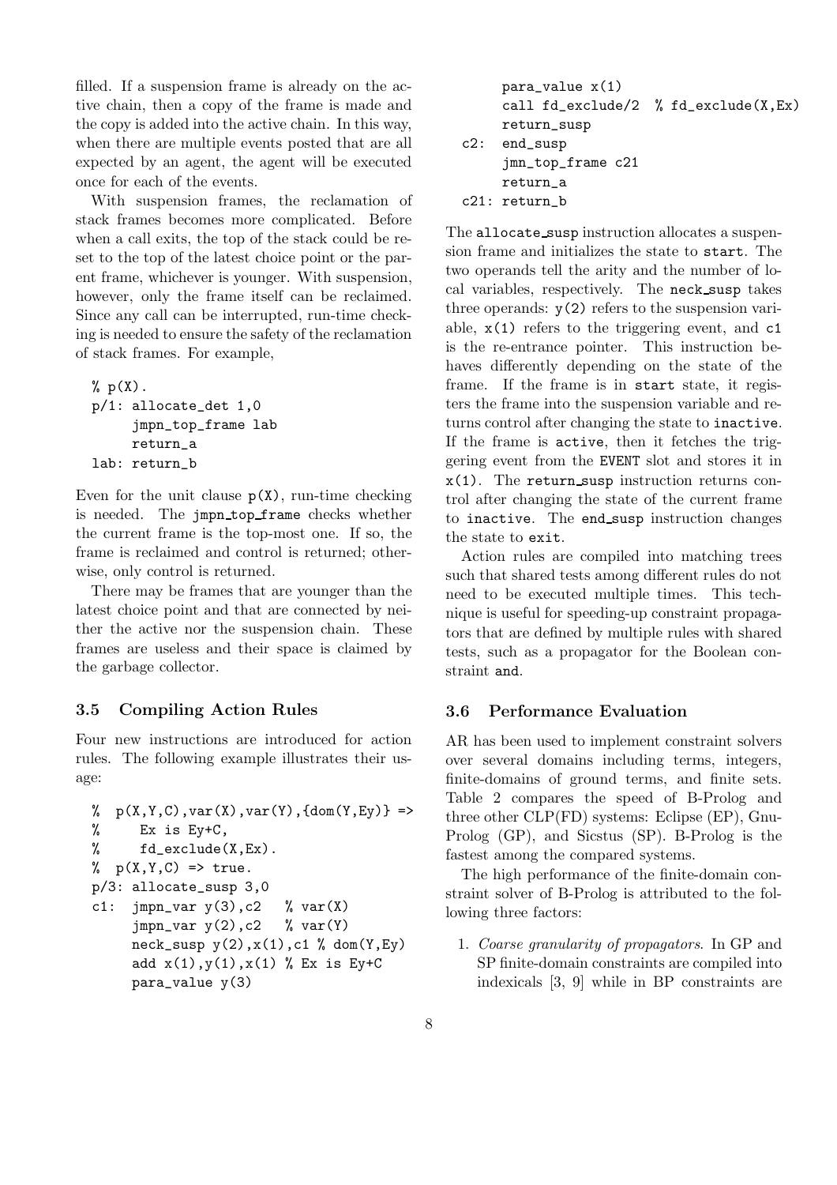filled. If a suspension frame is already on the active chain, then a copy of the frame is made and the copy is added into the active chain. In this way, when there are multiple events posted that are all expected by an agent, the agent will be executed once for each of the events.

With suspension frames, the reclamation of stack frames becomes more complicated. Before when a call exits, the top of the stack could be reset to the top of the latest choice point or the parent frame, whichever is younger. With suspension, however, only the frame itself can be reclaimed. Since any call can be interrupted, run-time checking is needed to ensure the safety of the reclamation of stack frames. For example,

```
% p(X).
p/1: allocate_det 1,0
     jmpn_top_frame lab
     return_a
lab: return_b
```

Even for the unit clause `p(X)`, run-time checking is needed. The `jmpn_top_frame` checks whether the current frame is the top-most one. If so, the frame is reclaimed and control is returned; otherwise, only control is returned.

There may be frames that are younger than the latest choice point and that are connected by neither the active nor the suspension chain. These frames are useless and their space is claimed by the garbage collector.

### 3.5 Compiling Action Rules

Four new instructions are introduced for action rules. The following example illustrates their usage:

```
%  p(X,Y,C),var(X),var(Y),{dom(Y,Ey)} =>
%      Ex is Ey+C,
%      fd_exclude(X,Ex).
%  p(X,Y,C) => true.
p/3: allocate_susp 3,0
c1:  jmpn_var y(3),c2   % var(X)
     jmpn_var y(2),c2   % var(Y)
     neck_susp y(2),x(1),c1 % dom(Y,Ey)
     add x(1),y(1),x(1) % Ex is Ey+C
     para_value y(3)
     para_value x(1)
     call fd_exclude/2  % fd_exclude(X,Ex)
     return_susp
c2:  end_susp
     jmn_top_frame c21
     return_a
c21: return_b
```

The `allocate_susp` instruction allocates a suspension frame and initializes the state to `start`. The two operands tell the arity and the number of local variables, respectively. The `neck_susp` takes three operands: `y(2)` refers to the suspension variable, `x(1)` refers to the triggering event, and `c1` is the re-entrance pointer. This instruction behaves differently depending on the state of the frame. If the frame is in `start` state, it registers the frame into the suspension variable and returns control after changing the state to `inactive`. If the frame is `active`, then it fetches the triggering event from the `EVENT` slot and stores it in `x(1)`. The `return_susp` instruction returns control after changing the state of the current frame to `inactive`. The `end_susp` instruction changes the state to `exit`.

Action rules are compiled into matching trees such that shared tests among different rules do not need to be executed multiple times. This technique is useful for speeding-up constraint propagators that are defined by multiple rules with shared tests, such as a propagator for the Boolean constraint `and`.

### 3.6 Performance Evaluation

AR has been used to implement constraint solvers over several domains including terms, integers, finite-domains of ground terms, and finite sets. Table 2 compares the speed of B-Prolog and three other CLP(FD) systems: Eclipse (EP), Gnu-Prolog (GP), and Sicstus (SP). B-Prolog is the fastest among the compared systems.

The high performance of the finite-domain constraint solver of B-Prolog is attributed to the following three factors:

1. *Coarse granularity of propagators*. In GP and SP finite-domain constraints are compiled into indexicals [3, 9] while in BP constraints are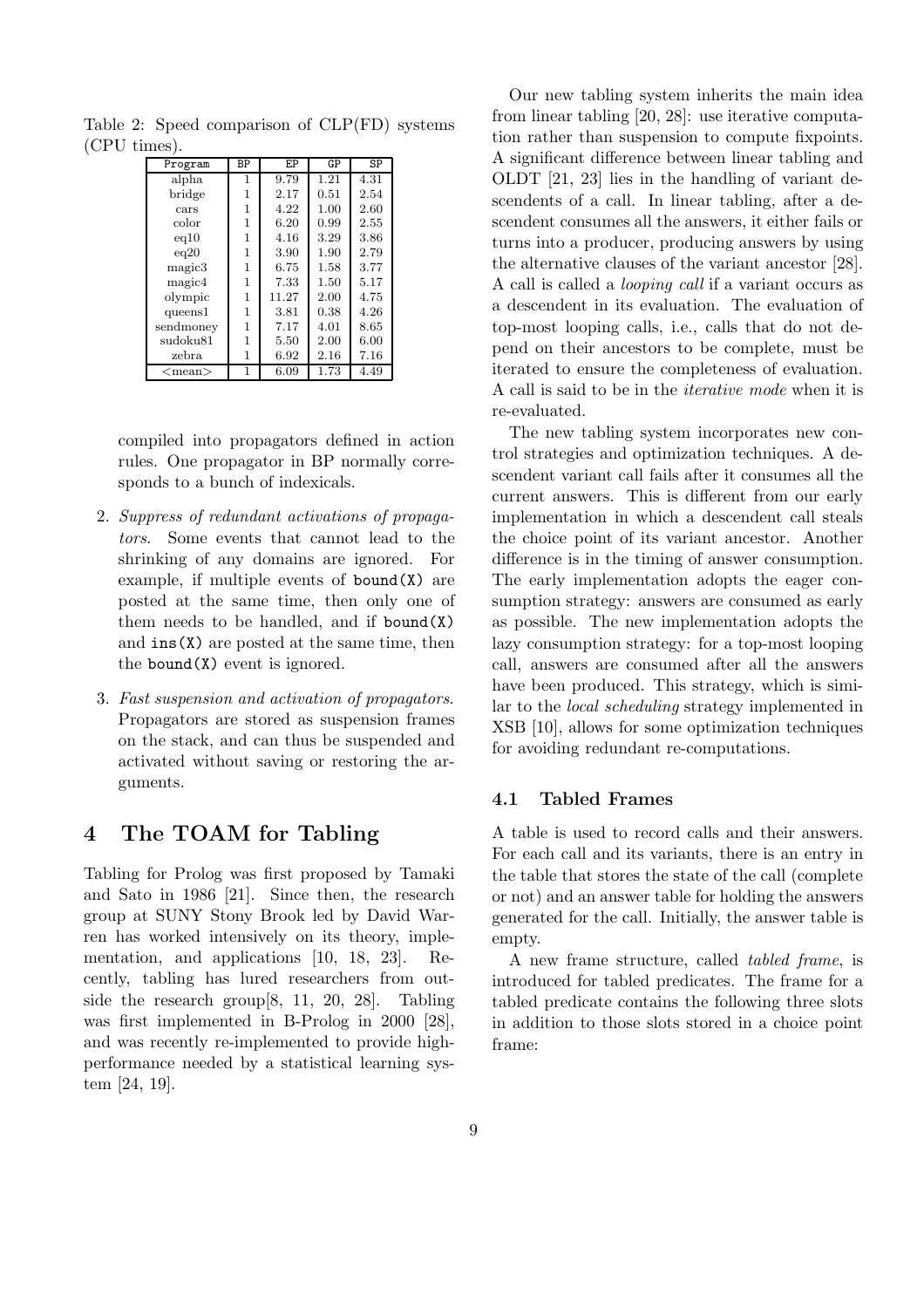Table 2: Speed comparison of CLP(FD) systems (CPU times).

| Program | BP | EP | GP | SP |
|---|---|---|---|---|
| alpha | 1 | 9.79 | 1.21 | 4.31 |
| bridge | 1 | 2.17 | 0.51 | 2.54 |
| cars | 1 | 4.22 | 1.00 | 2.60 |
| color | 1 | 6.20 | 0.99 | 2.55 |
| eq10 | 1 | 4.16 | 3.29 | 3.86 |
| eq20 | 1 | 3.90 | 1.90 | 2.79 |
| magic3 | 1 | 6.75 | 1.58 | 3.77 |
| magic4 | 1 | 7.33 | 1.50 | 5.17 |
| olympic | 1 | 11.27 | 2.00 | 4.75 |
| queens1 | 1 | 3.81 | 0.38 | 4.26 |
| sendmoney | 1 | 7.17 | 4.01 | 8.65 |
| sudoku81 | 1 | 5.50 | 2.00 | 6.00 |
| zebra | 1 | 6.92 | 2.16 | 7.16 |
| <mean> | 1 | 6.09 | 1.73 | 4.49 |

compiled into propagators defined in action rules. One propagator in BP normally corresponds to a bunch of indexicals.

2. *Suppress of redundant activations of propagators*. Some events that cannot lead to the shrinking of any domains are ignored. For example, if multiple events of `bound(X)` are posted at the same time, then only one of them needs to be handled, and if `bound(X)` and `ins(X)` are posted at the same time, then the `bound(X)` event is ignored.

3. *Fast suspension and activation of propagators*. Propagators are stored as suspension frames on the stack, and can thus be suspended and activated without saving or restoring the arguments.

# 4 The TOAM for Tabling

Tabling for Prolog was first proposed by Tamaki and Sato in 1986 [21]. Since then, the research group at SUNY Stony Brook led by David Warren has worked intensively on its theory, implementation, and applications [10, 18, 23]. Recently, tabling has lured researchers from outside the research group[8, 11, 20, 28]. Tabling was first implemented in B-Prolog in 2000 [28], and was recently re-implemented to provide high-performance needed by a statistical learning system [24, 19].

Our new tabling system inherits the main idea from linear tabling [20, 28]: use iterative computation rather than suspension to compute fixpoints. A significant difference between linear tabling and OLDT [21, 23] lies in the handling of variant descendents of a call. In linear tabling, after a descendent consumes all the answers, it either fails or turns into a producer, producing answers by using the alternative clauses of the variant ancestor [28]. A call is called a *looping call* if a variant occurs as a descendent in its evaluation. The evaluation of top-most looping calls, i.e., calls that do not depend on their ancestors to be complete, must be iterated to ensure the completeness of evaluation. A call is said to be in the *iterative mode* when it is re-evaluated.

The new tabling system incorporates new control strategies and optimization techniques. A descendent variant call fails after it consumes all the current answers. This is different from our early implementation in which a descendent call steals the choice point of its variant ancestor. Another difference is in the timing of answer consumption. The early implementation adopts the eager consumption strategy: answers are consumed as early as possible. The new implementation adopts the lazy consumption strategy: for a top-most looping call, answers are consumed after all the answers have been produced. This strategy, which is similar to the *local scheduling* strategy implemented in XSB [10], allows for some optimization techniques for avoiding redundant re-computations.

## 4.1 Tabled Frames

A table is used to record calls and their answers. For each call and its variants, there is an entry in the table that stores the state of the call (complete or not) and an answer table for holding the answers generated for the call. Initially, the answer table is empty.

A new frame structure, called *tabled frame*, is introduced for tabled predicates. The frame for a tabled predicate contains the following three slots in addition to those slots stored in a choice point frame: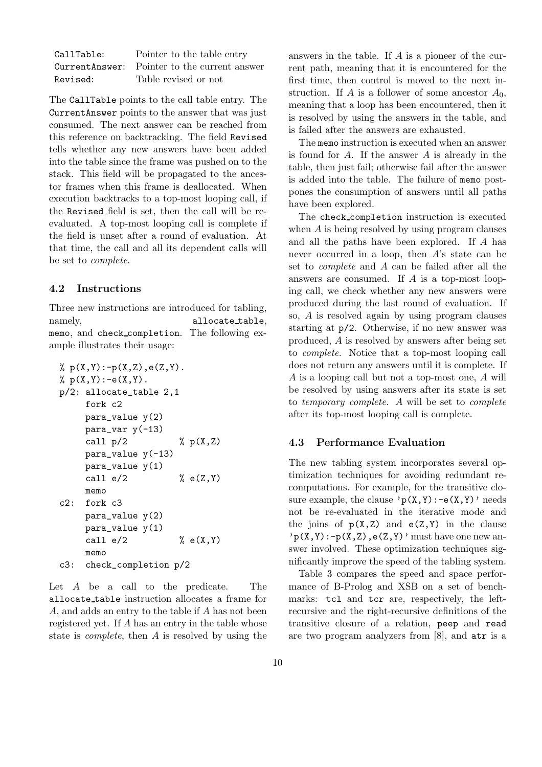| | |
|---|---|
| `CallTable`: | Pointer to the table entry |
| `CurrentAnswer`: | Pointer to the current answer |
| `Revised`: | Table revised or not |

The `CallTable` points to the call table entry. The `CurrentAnswer` points to the answer that was just consumed. The next answer can be reached from this reference on backtracking. The field `Revised` tells whether any new answers have been added into the table since the frame was pushed on to the stack. This field will be propagated to the ancestor frames when this frame is deallocated. When execution backtracks to a top-most looping call, if the `Revised` field is set, then the call will be re-evaluated. A top-most looping call is complete if the field is unset after a round of evaluation. At that time, the call and all its dependent calls will be set to *complete*.

### 4.2 Instructions

Three new instructions are introduced for tabling, namely, `allocate_table`, `memo`, and `check_completion`. The following example illustrates their usage:

```
% p(X,Y):-p(X,Z),e(Z,Y).
% p(X,Y):-e(X,Y).
p/2: allocate_table 2,1
     fork c2
     para_value y(2)
     para_var y(-13)
     call p/2          % p(X,Z)
     para_value y(-13)
     para_value y(1)
     call e/2          % e(Z,Y)
     memo
c2:  fork c3
     para_value y(2)
     para_value y(1)
     call e/2          % e(X,Y)
     memo
c3:  check_completion p/2
```

Let $A$ be a call to the predicate. The `allocate_table` instruction allocates a frame for $A$, and adds an entry to the table if $A$ has not been registered yet. If $A$ has an entry in the table whose state is *complete*, then $A$ is resolved by using the answers in the table. If $A$ is a pioneer of the current path, meaning that it is encountered for the first time, then control is moved to the next instruction. If $A$ is a follower of some ancestor $A_0$, meaning that a loop has been encountered, then it is resolved by using the answers in the table, and is failed after the answers are exhausted.

The `memo` instruction is executed when an answer is found for $A$. If the answer $A$ is already in the table, then just fail; otherwise fail after the answer is added into the table. The failure of `memo` postpones the consumption of answers until all paths have been explored.

The `check_completion` instruction is executed when $A$ is being resolved by using program clauses and all the paths have been explored. If $A$ has never occurred in a loop, then $A$'s state can be set to *complete* and $A$ can be failed after all the answers are consumed. If $A$ is a top-most looping call, we check whether any new answers were produced during the last round of evaluation. If so, $A$ is resolved again by using program clauses starting at `p/2`. Otherwise, if no new answer was produced, $A$ is resolved by answers after being set to *complete*. Notice that a top-most looping call does not return any answers until it is complete. If $A$ is a looping call but not a top-most one, $A$ will be resolved by using answers after its state is set to *temporary complete*. $A$ will be set to *complete* after its top-most looping call is complete.

### 4.3 Performance Evaluation

The new tabling system incorporates several optimization techniques for avoiding redundant recomputations. For example, for the transitive closure example, the clause `'p(X,Y):-e(X,Y)'` needs not be re-evaluated in the iterative mode and the joins of `p(X,Z)` and `e(Z,Y)` in the clause `'p(X,Y):-p(X,Z),e(Z,Y)'` must have one new answer involved. These optimization techniques significantly improve the speed of the tabling system.

Table 3 compares the speed and space performance of B-Prolog and XSB on a set of benchmarks: `tcl` and `tcr` are, respectively, the left-recursive and the right-recursive definitions of the transitive closure of a relation, `peep` and `read` are two program analyzers from [8], and `atr` is a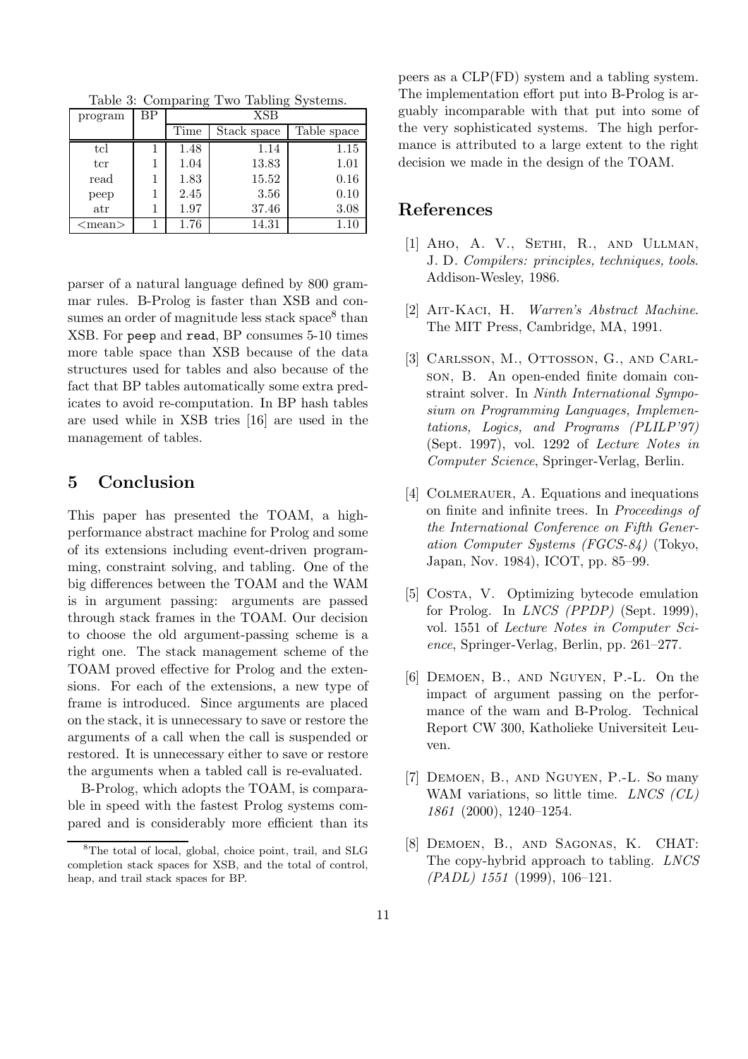Table 3: Comparing Two Tabling Systems.

| program | BP | XSB | | |
|---|---|---|---|---|
| | | Time | Stack space | Table space |
| tcl | 1 | 1.48 | 1.14 | 1.15 |
| tcr | 1 | 1.04 | 13.83 | 1.01 |
| read | 1 | 1.83 | 15.52 | 0.16 |
| peep | 1 | 2.45 | 3.56 | 0.10 |
| atr | 1 | 1.97 | 37.46 | 3.08 |
| <mean> | 1 | 1.76 | 14.31 | 1.10 |

parser of a natural language defined by 800 grammar rules. B-Prolog is faster than XSB and consumes an order of magnitude less stack space[8] than XSB. For `peep` and `read`, BP consumes 5-10 times more table space than XSB because of the data structures used for tables and also because of the fact that BP tables automatically some extra predicates to avoid re-computation. In BP hash tables are used while in XSB tries [16] are used in the management of tables.

## 5 Conclusion

This paper has presented the TOAM, a high-performance abstract machine for Prolog and some of its extensions including event-driven programming, constraint solving, and tabling. One of the big differences between the TOAM and the WAM is in argument passing: arguments are passed through stack frames in the TOAM. Our decision to choose the old argument-passing scheme is a right one. The stack management scheme of the TOAM proved effective for Prolog and the extensions. For each of the extensions, a new type of frame is introduced. Since arguments are placed on the stack, it is unnecessary to save or restore the arguments of a call when the call is suspended or restored. It is unnecessary either to save or restore the arguments when a tabled call is re-evaluated.

B-Prolog, which adopts the TOAM, is comparable in speed with the fastest Prolog systems compared and is considerably more efficient than its peers as a CLP(FD) system and a tabling system. The implementation effort put into B-Prolog is arguably incomparable with that put into some of the very sophisticated systems. The high performance is attributed to a large extent to the right decision we made in the design of the TOAM.

[8] The total of local, global, choice point, trail, and SLG completion stack spaces for XSB, and the total of control, heap, and trail stack spaces for BP.

## References

[1] Aho, A. V., Sethi, R., and Ullman, J. D. *Compilers: principles, techniques, tools*. Addison-Wesley, 1986.

[2] Ait-Kaci, H. *Warren's Abstract Machine*. The MIT Press, Cambridge, MA, 1991.

[3] Carlsson, M., Ottosson, G., and Carlson, B. An open-ended finite domain constraint solver. In *Ninth International Symposium on Programming Languages, Implementations, Logics, and Programs (PLILP'97)* (Sept. 1997), vol. 1292 of *Lecture Notes in Computer Science*, Springer-Verlag, Berlin.

[4] Colmerauer, A. Equations and inequations on finite and infinite trees. In *Proceedings of the International Conference on Fifth Generation Computer Systems (FGCS-84)* (Tokyo, Japan, Nov. 1984), ICOT, pp. 85–99.

[5] Costa, V. Optimizing bytecode emulation for Prolog. In *LNCS (PPDP)* (Sept. 1999), vol. 1551 of *Lecture Notes in Computer Science*, Springer-Verlag, Berlin, pp. 261–277.

[6] Demoen, B., and Nguyen, P.-L. On the impact of argument passing on the performance of the wam and B-Prolog. Technical Report CW 300, Katholieke Universiteit Leuven.

[7] Demoen, B., and Nguyen, P.-L. So many WAM variations, so little time. *LNCS (CL) 1861* (2000), 1240–1254.

[8] Demoen, B., and Sagonas, K. CHAT: The copy-hybrid approach to tabling. *LNCS (PADL) 1551* (1999), 106–121.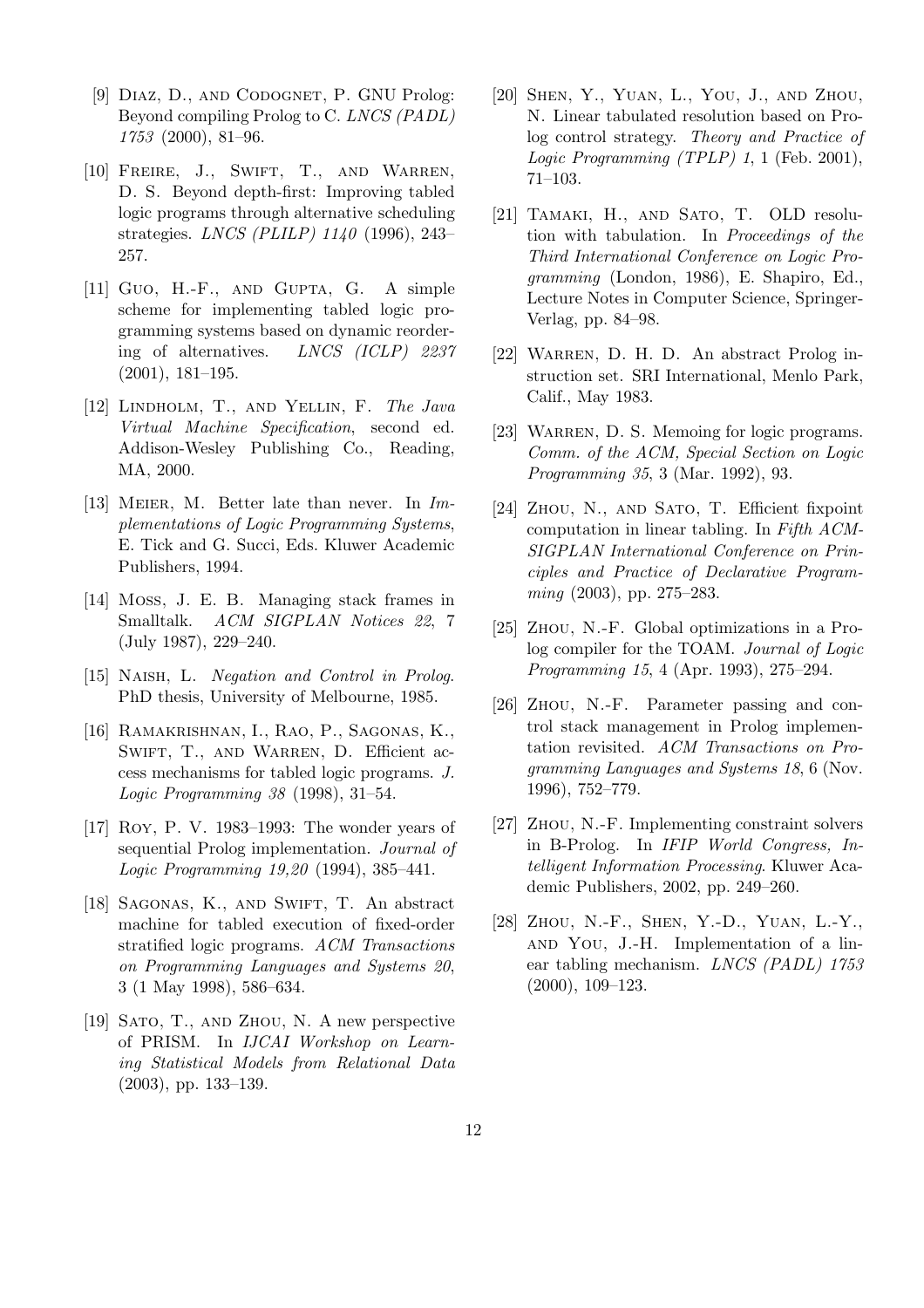[9] Diaz, D., and Codognet, P. GNU Prolog: Beyond compiling Prolog to C. *LNCS (PADL) 1753* (2000), 81–96.

[10] Freire, J., Swift, T., and Warren, D. S. Beyond depth-first: Improving tabled logic programs through alternative scheduling strategies. *LNCS (PLILP) 1140* (1996), 243–257.

[11] Guo, H.-F., and Gupta, G. A simple scheme for implementing tabled logic programming systems based on dynamic reordering of alternatives. *LNCS (ICLP) 2237* (2001), 181–195.

[12] Lindholm, T., and Yellin, F. *The Java Virtual Machine Specification*, second ed. Addison-Wesley Publishing Co., Reading, MA, 2000.

[13] Meier, M. Better late than never. In *Implementations of Logic Programming Systems*, E. Tick and G. Succi, Eds. Kluwer Academic Publishers, 1994.

[14] Moss, J. E. B. Managing stack frames in Smalltalk. *ACM SIGPLAN Notices 22*, 7 (July 1987), 229–240.

[15] Naish, L. *Negation and Control in Prolog*. PhD thesis, University of Melbourne, 1985.

[16] Ramakrishnan, I., Rao, P., Sagonas, K., Swift, T., and Warren, D. Efficient access mechanisms for tabled logic programs. *J. Logic Programming 38* (1998), 31–54.

[17] Roy, P. V. 1983–1993: The wonder years of sequential Prolog implementation. *Journal of Logic Programming 19,20* (1994), 385–441.

[18] Sagonas, K., and Swift, T. An abstract machine for tabled execution of fixed-order stratified logic programs. *ACM Transactions on Programming Languages and Systems 20*, 3 (1 May 1998), 586–634.

[19] Sato, T., and Zhou, N. A new perspective of PRISM. In *IJCAI Workshop on Learning Statistical Models from Relational Data* (2003), pp. 133–139.

[20] Shen, Y., Yuan, L., You, J., and Zhou, N. Linear tabulated resolution based on Prolog control strategy. *Theory and Practice of Logic Programming (TPLP) 1*, 1 (Feb. 2001), 71–103.

[21] Tamaki, H., and Sato, T. OLD resolution with tabulation. In *Proceedings of the Third International Conference on Logic Programming* (London, 1986), E. Shapiro, Ed., Lecture Notes in Computer Science, Springer-Verlag, pp. 84–98.

[22] Warren, D. H. D. An abstract Prolog instruction set. SRI International, Menlo Park, Calif., May 1983.

[23] Warren, D. S. Memoing for logic programs. *Comm. of the ACM, Special Section on Logic Programming 35*, 3 (Mar. 1992), 93.

[24] Zhou, N., and Sato, T. Efficient fixpoint computation in linear tabling. In *Fifth ACM-SIGPLAN International Conference on Principles and Practice of Declarative Programming* (2003), pp. 275–283.

[25] Zhou, N.-F. Global optimizations in a Prolog compiler for the TOAM. *Journal of Logic Programming 15*, 4 (Apr. 1993), 275–294.

[26] Zhou, N.-F. Parameter passing and control stack management in Prolog implementation revisited. *ACM Transactions on Programming Languages and Systems 18*, 6 (Nov. 1996), 752–779.

[27] Zhou, N.-F. Implementing constraint solvers in B-Prolog. In *IFIP World Congress, Intelligent Information Processing*. Kluwer Academic Publishers, 2002, pp. 249–260.

[28] Zhou, N.-F., Shen, Y.-D., Yuan, L.-Y., and You, J.-H. Implementation of a linear tabling mechanism. *LNCS (PADL) 1753* (2000), 109–123.